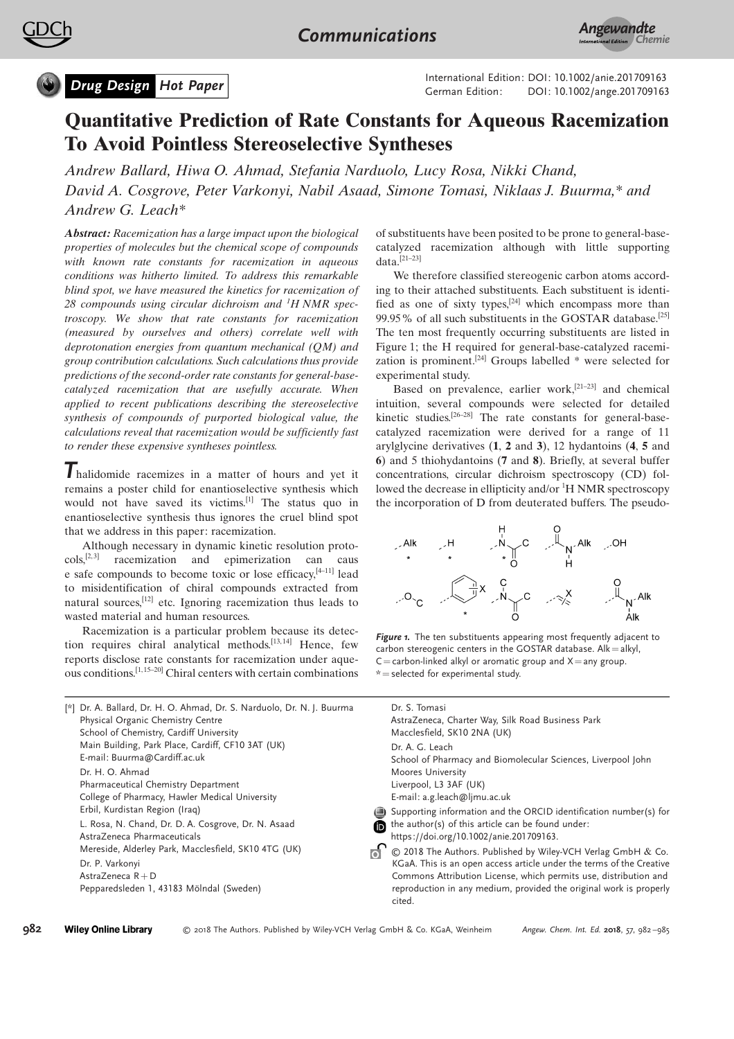Drug Design · Hot Paper

International Edition: DOI: 10.1002/anie.201709163
German Edition: DOI: 10.1002/ange.201709163

# Quantitative Prediction of Rate Constants for Aqueous Racemization To Avoid Pointless Stereoselective Syntheses

*Andrew Ballard, Hiwa O. Ahmad, Stefania Narduolo, Lucy Rosa, Nikki Chand, David A. Cosgrove, Peter Varkonyi, Nabil Asaad, Simone Tomasi, Niklaas J. Buurma,\* and Andrew G. Leach\**

***Abstract:** Racemization has a large impact upon the biological properties of molecules but the chemical scope of compounds with known rate constants for racemization in aqueous conditions was hitherto limited. To address this remarkable blind spot, we have measured the kinetics for racemization of 28 compounds using circular dichroism and $^1$H NMR spectroscopy. We show that rate constants for racemization (measured by ourselves and others) correlate well with deprotonation energies from quantum mechanical (QM) and group contribution calculations. Such calculations thus provide predictions of the second-order rate constants for general-base-catalyzed racemization that are usefully accurate. When applied to recent publications describing the stereoselective synthesis of compounds of purported biological value, the calculations reveal that racemization would be sufficiently fast to render these expensive syntheses pointless.*

**T**halidomide racemizes in a matter of hours and yet it remains a poster child for enantioselective synthesis which would not have saved its victims.[1] The status quo in enantioselective synthesis thus ignores the cruel blind spot that we address in this paper: racemization.

Although necessary in dynamic kinetic resolution protocols,[2,3] racemization and epimerization can caus e safe compounds to become toxic or lose efficacy,[4–11] lead to misidentification of chiral compounds extracted from natural sources,[12] etc. Ignoring racemization thus leads to wasted material and human resources.

Racemization is a particular problem because its detection requires chiral analytical methods.[13,14] Hence, few reports disclose rate constants for racemization under aqueous conditions.[1,15–20] Chiral centers with certain combinations of substituents have been posited to be prone to general-base-catalyzed racemization although with little supporting data.[21–23]

We therefore classified stereogenic carbon atoms according to their attached substituents. Each substituent is identified as one of sixty types,[24] which encompass more than 99.95% of all such substituents in the GOSTAR database.[25] The ten most frequently occurring substituents are listed in Figure 1; the H required for general-base-catalyzed racemization is prominent.[24] Groups labelled * were selected for experimental study.

Based on prevalence, earlier work,[21–23] and chemical intuition, several compounds were selected for detailed kinetic studies.[26–28] The rate constants for general-base-catalyzed racemization were derived for a range of 11 arylglycine derivatives (**1**, **2** and **3**), 12 hydantoins (**4**, **5** and **6**) and 5 thiohydantoins (**7** and **8**). Briefly, at several buffer concentrations, circular dichroism spectroscopy (CD) followed the decrease in ellipticity and/or $^1$H NMR spectroscopy the incorporation of D from deuterated buffers. The pseudo-

***Figure 1.** The ten substituents appearing most frequently adjacent to carbon stereogenic centers in the GOSTAR database. Alk = alkyl, C = carbon-linked alkyl or aromatic group and X = any group. * = selected for experimental study.*

[*] Dr. A. Ballard, Dr. H. O. Ahmad, Dr. S. Narduolo, Dr. N. J. Buurma
Physical Organic Chemistry Centre
School of Chemistry, Cardiff University
Main Building, Park Place, Cardiff, CF10 3AT (UK)
E-mail: Buurma@Cardiff.ac.uk

Dr. H. O. Ahmad
Pharmaceutical Chemistry Department
College of Pharmacy, Hawler Medical University
Erbil, Kurdistan Region (Iraq)

L. Rosa, N. Chand, Dr. D. A. Cosgrove, Dr. N. Asaad
AstraZeneca Pharmaceuticals
Mereside, Alderley Park, Macclesfield, SK10 4TG (UK)

Dr. P. Varkonyi
AstraZeneca R + D
Pepparedsleden 1, 43183 Mölndal (Sweden)

Dr. S. Tomasi
AstraZeneca, Charter Way, Silk Road Business Park
Macclesfield, SK10 2NA (UK)

Dr. A. G. Leach
School of Pharmacy and Biomolecular Sciences, Liverpool John Moores University
Liverpool, L3 3AF (UK)
E-mail: a.g.leach@ljmu.ac.uk

Supporting information and the ORCID identification number(s) for the author(s) of this article can be found under: https://doi.org/10.1002/anie.201709163.

© 2018 The Authors. Published by Wiley-VCH Verlag GmbH & Co. KGaA. This is an open access article under the terms of the Creative Commons Attribution License, which permits use, distribution and reproduction in any medium, provided the original work is properly cited.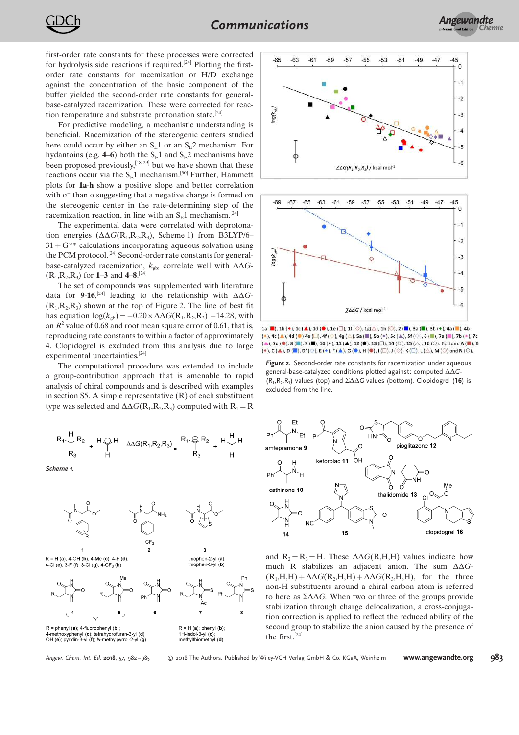first-order rate constants for these processes were corrected for hydrolysis side reactions if required.[24] Plotting the first-order rate constants for racemization or H/D exchange against the concentration of the basic component of the buffer yielded the second-order rate constants for general-base-catalyzed racemization. These were corrected for reaction temperature and substrate protonation state.[24]

For predictive modeling, a mechanistic understanding is beneficial. Racemization of the stereogenic centers studied here could occur by either an $S_E1$ or an $S_E2$ mechanism. For hydantoins (e.g. **4**–**6**) both the $S_E1$ and $S_E2$ mechanisms have been proposed previously,[18,29] but we have shown that these reactions occur via the $S_E1$ mechanism.[30] Further, Hammett plots for **1a**-**h** show a positive slope and better correlation with $\sigma^-$ than $\sigma$ suggesting that a negative charge is formed on the stereogenic center in the rate-determining step of the racemization reaction, in line with an $S_E1$ mechanism.[24]

The experimental data were correlated with deprotonation energies ($\Delta\Delta G(R_1,R_2,R_3)$, Scheme 1) from B3LYP/6–31+G** calculations incorporating aqueous solvation using the PCM protocol.[24] Second-order rate constants for general-base-catalyzed racemization, $k_{gb}$, correlate well with $\Delta\Delta G(R_1,R_2,R_3)$ for **1**–**3** and **4**–**8**.[24]

The set of compounds was supplemented with literature data for **9**-**16**,[24] leading to the relationship with $\Delta\Delta G(R_1,R_2,R_3)$ shown at the top of Figure 2. The line of best fit has equation $\log(k_{gb}) = -0.20 \times \Delta\Delta G(R_1,R_2,R_3) - 14.28$, with an $R^2$ value of 0.68 and root mean square error of 0.61, that is, reproducing rate constants to within a factor of approximately 4. Clopidogrel is excluded from this analysis due to large experimental uncertainties.[24]

The computational procedure was extended to include a group-contribution approach that is amenable to rapid analysis of chiral compounds and is described with examples in section S5. A simple representative (R) of each substituent type was selected and $\Delta\Delta G(R_1,R_2,R_3)$ computed with $R_1 = R$ and $R_2 = R_3 = H$. These $\Delta\Delta G(R,H,H)$ values indicate how much R stabilizes an adjacent anion. The sum $\Delta\Delta G(R_1,H,H) + \Delta\Delta G(R_2,H,H) + \Delta\Delta G(R_3,H,H)$, for the three non-H substituents around a chiral carbon atom is referred to here as $\Sigma\Delta\Delta G$. When two or three of the groups provide stabilization through charge delocalization, a cross-conjugation correction is applied to reflect the reduced ability of the second group to stabilize the anion caused by the presence of the first.[24]

**Scheme 1.**

R = H (**a**); 4-OH (**b**); 4-Me (**c**); 4-F (**d**); 4-Cl (**e**); 3-F (**f**); 3-Cl (**g**); 4-CF$_3$ (**h**) (compounds **1**); **2**; **3**: thiophen-2-yl (**a**); thiophen-3-yl (**b**).

**4**, **5**: R = phenyl (**a**); 4-fluorophenyl (**b**); 4-methoxyphenyl (**c**); tetrahydrofuran-3-yl (**d**); OH (**e**); pyridin-3-yl (**f**); N-methylpyrrol-2-yl (**g**); **6**; **7**: R = H (**a**); phenyl (**b**); 1H-indol-3-yl (**c**); methylthiomethyl (**d**); **8**.

amfepramone **9**, cathinone **10**, ketorolac **11**, pioglitazone **12**, thalidomide **13**, **14**, **15**, clopidogrel **16**

1a (■), 1b (♦), 1c (▲), 1d (●), 1e (□), 1f (◇), 1g (△), 1h (○), 2 (■), 3a (■), 3b (♦), 4a (■), 4b (♦), 4c (▲), 4d (●) 4e (□), 4f (◇), 4g (△), 5a (■), 5b (♦), 5c (▲), 5f (◇), 6 (■), 7a (■), 7b (♦), 7c (▲), 7d (●), 8 (■), 9 (■), 10 (♦), 11 (▲), 12 (●), 13 (□), 14 (◇), 15 (△), 16 (○). Bottom: A (■), B (♦), C (▲), D (■), D' (◇), E (♦), F (▲), G (●), H (●), I (□), J (◇), K (□), L (△), M (○) and N (○).

***Figure 2.*** Second-order rate constants for racemization under aqueous general-base-catalyzed conditions plotted against: computed $\Delta\Delta G(R_1,R_2,R_3)$ values (top) and $\Sigma\Delta\Delta G$ values (bottom). Clopidogrel (**16**) is excluded from the line.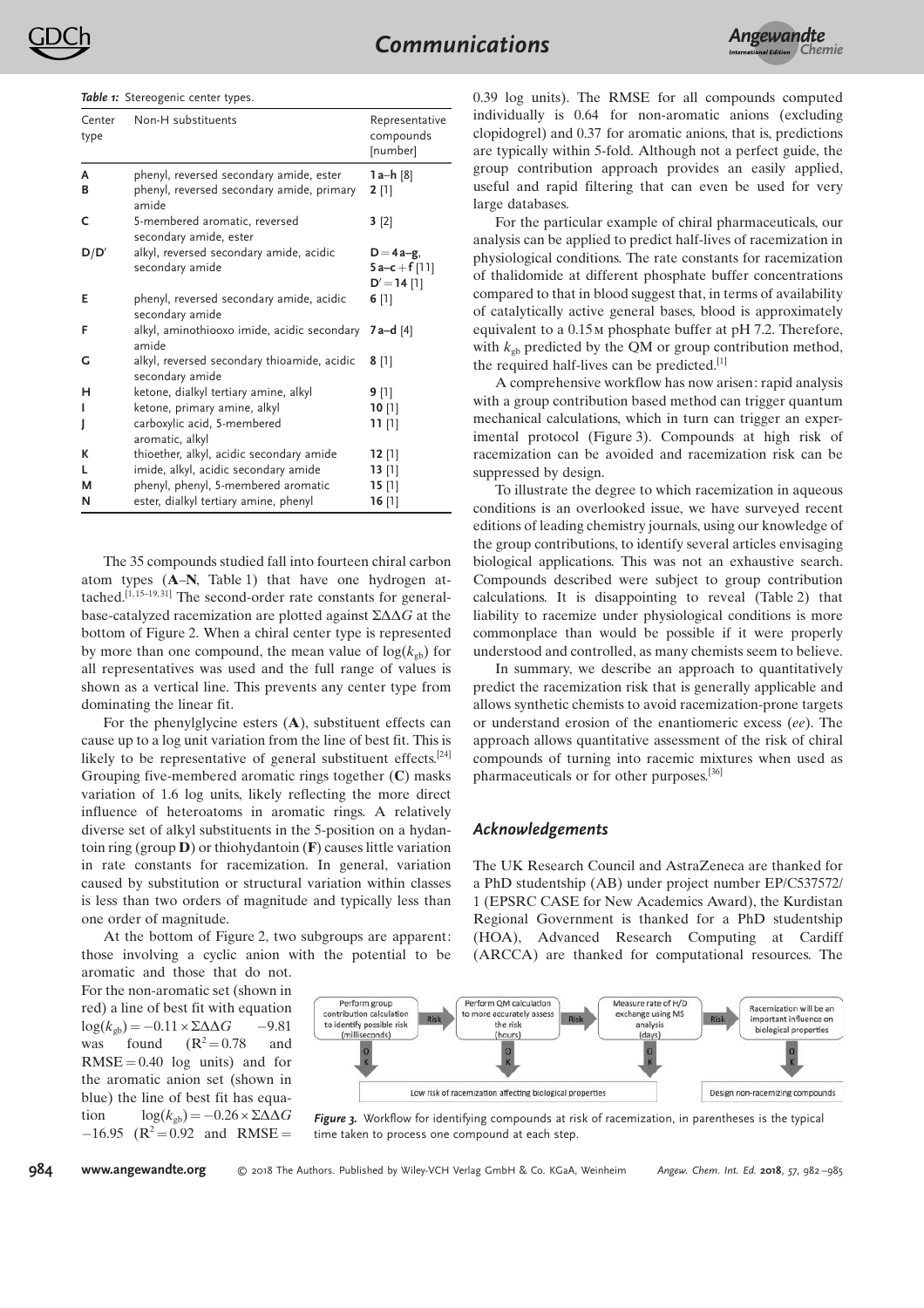*Table 1:* Stereogenic center types.

| Center type | Non-H substituents | Representative compounds [number] |
|---|---|---|
| **A** | phenyl, reversed secondary amide, ester | **1 a–h** [8] |
| **B** | phenyl, reversed secondary amide, primary amide | **2** [1] |
| **C** | 5-membered aromatic, reversed secondary amide, ester | **3** [2] |
| **D**/**D′** | alkyl, reversed secondary amide, acidic secondary amide | **D** = **4 a–g**, **5 a–c** + **f** [11] **D′** = **14** [1] |
| **E** | phenyl, reversed secondary amide, acidic secondary amide | **6** [1] |
| **F** | alkyl, aminothiooxo imide, acidic secondary amide | **7 a–d** [4] |
| **G** | alkyl, reversed secondary thioamide, acidic secondary amide | **8** [1] |
| **H** | ketone, dialkyl tertiary amine, alkyl | **9** [1] |
| **I** | ketone, primary amine, alkyl | **10** [1] |
| **J** | carboxylic acid, 5-membered aromatic, alkyl | **11** [1] |
| **K** | thioether, alkyl, acidic secondary amide | **12** [1] |
| **L** | imide, alkyl, acidic secondary amide | **13** [1] |
| **M** | phenyl, phenyl, 5-membered aromatic | **15** [1] |
| **N** | ester, dialkyl tertiary amine, phenyl | **16** [1] |

The 35 compounds studied fall into fourteen chiral carbon atom types (**A**–**N**, Table 1) that have one hydrogen attached.[1,15–19,31] The second-order rate constants for general-base-catalyzed racemization are plotted against $\Sigma\Delta\Delta G$ at the bottom of Figure 2. When a chiral center type is represented by more than one compound, the mean value of $\log(k_{gb})$ for all representatives was used and the full range of values is shown as a vertical line. This prevents any center type from dominating the linear fit.

For the phenylglycine esters (**A**), substituent effects can cause up to a log unit variation from the line of best fit. This is likely to be representative of general substituent effects.[24] Grouping five-membered aromatic rings together (**C**) masks variation of 1.6 log units, likely reflecting the more direct influence of heteroatoms in aromatic rings. A relatively diverse set of alkyl substituents in the 5-position on a hydantoin ring (group **D**) or thiohydantoin (**F**) causes little variation in rate constants for racemization. In general, variation caused by substitution or structural variation within classes is less than two orders of magnitude and typically less than one order of magnitude.

At the bottom of Figure 2, two subgroups are apparent: those involving a cyclic anion with the potential to be aromatic and those that do not. For the non-aromatic set (shown in red) a line of best fit with equation $\log(k_{gb}) = -0.11 \times \Sigma\Delta\Delta G \quad -9.81$ was found ($R^2 = 0.78$ and RMSE = 0.40 log units) and for the aromatic anion set (shown in blue) the line of best fit has equation $\log(k_{gb}) = -0.26 \times \Sigma\Delta\Delta G$ $-16.95$ ($R^2 = 0.92$ and RMSE = 0.39 log units). The RMSE for all compounds computed individually is 0.64 for non-aromatic anions (excluding clopidogrel) and 0.37 for aromatic anions, that is, predictions are typically within 5-fold. Although not a perfect guide, the group contribution approach provides an easily applied, useful and rapid filtering that can even be used for very large databases.

For the particular example of chiral pharmaceuticals, our analysis can be applied to predict half-lives of racemization in physiological conditions. The rate constants for racemization of thalidomide at different phosphate buffer concentrations compared to that in blood suggest that, in terms of availability of catalytically active general bases, blood is approximately equivalent to a 0.15 M phosphate buffer at pH 7.2. Therefore, with $k_{gb}$ predicted by the QM or group contribution method, the required half-lives can be predicted.[1]

A comprehensive workflow has now arisen: rapid analysis with a group contribution based method can trigger quantum mechanical calculations, which in turn can trigger an experimental protocol (Figure 3). Compounds at high risk of racemization can be avoided and racemization risk can be suppressed by design.

To illustrate the degree to which racemization in aqueous conditions is an overlooked issue, we have surveyed recent editions of leading chemistry journals, using our knowledge of the group contributions, to identify several articles envisaging biological applications. This was not an exhaustive search. Compounds described were subject to group contribution calculations. It is disappointing to reveal (Table 2) that liability to racemize under physiological conditions is more commonplace than would be possible if it were properly understood and controlled, as many chemists seem to believe.

In summary, we describe an approach to quantitatively predict the racemization risk that is generally applicable and allows synthetic chemists to avoid racemization-prone targets or understand erosion of the enantiomeric excess (*ee*). The approach allows quantitative assessment of the risk of chiral compounds of turning into racemic mixtures when used as pharmaceuticals or for other purposes.[36]

## Acknowledgements

The UK Research Council and AstraZeneca are thanked for a PhD studentship (AB) under project number EP/C537572/1 (EPSRC CASE for New Academics Award), the Kurdistan Regional Government is thanked for a PhD studentship (HOA), Advanced Research Computing at Cardiff (ARCCA) are thanked for computational resources. The

Perform group contribution calculation to identify possible risk (milliseconds) → Risk → Perform QM calculation to more accurately assess the risk (hours) → Risk → Measure rate of H/D exchange using MS analysis (days) → Risk → Racemization will be an important influence on biological properties

OK → Low risk of racemization affecting biological properties | Design non-racemizing compounds

*Figure 3.* Workflow for identifying compounds at risk of racemization, in parentheses is the typical time taken to process one compound at each step.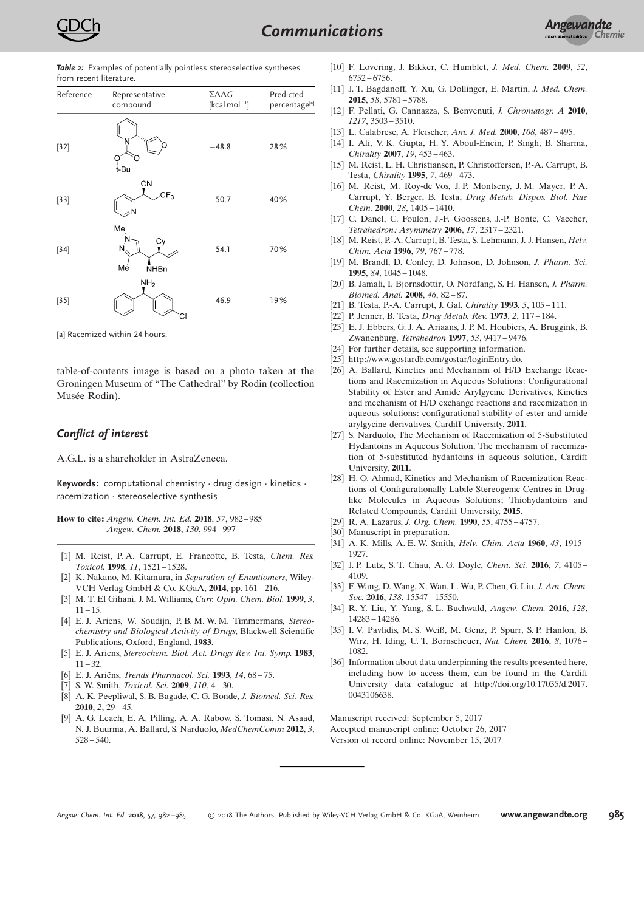**Table 2:** Examples of potentially pointless stereoselective syntheses from recent literature.

| Reference | Representative compound | $\Sigma\Delta\Delta G$ [kcal mol$^{-1}$] | Predicted percentage[a] |
|---|---|---|---|
| [32] | | −48.8 | 28% |
| [33] | | −50.7 | 40% |
| [34] | | −54.1 | 70% |
| [35] | | −46.9 | 19% |

[a] Racemized within 24 hours.

table-of-contents image is based on a photo taken at the Groningen Museum of "The Cathedral" by Rodin (collection Musée Rodin).

## Conflict of interest

A.G.L. is a shareholder in AstraZeneca.

**Keywords:** computational chemistry · drug design · kinetics · racemization · stereoselective synthesis

**How to cite:** *Angew. Chem. Int. Ed.* **2018**, *57*, 982–985
*Angew. Chem.* **2018**, *130*, 994–997

- [1] M. Reist, P. A. Carrupt, E. Francotte, B. Testa, *Chem. Res. Toxicol.* **1998**, *11*, 1521–1528.
- [2] K. Nakano, M. Kitamura, in *Separation of Enantiomers*, Wiley-VCH Verlag GmbH & Co. KGaA, **2014**, pp. 161–216.
- [3] M. T. El Gihani, J. M. Williams, *Curr. Opin. Chem. Biol.* **1999**, *3*, 11–15.
- [4] E. J. Ariens, W. Soudijn, P. B. M. W. M. Timmermans, *Stereochemistry and Biological Activity of Drugs*, Blackwell Scientific Publications, Oxford, England, **1983**.
- [5] E. J. Ariens, *Stereochem. Biol. Act. Drugs Rev. Int. Symp.* **1983**, 11–32.
- [6] E. J. Ariëns, *Trends Pharmacol. Sci.* **1993**, *14*, 68–75.
- [7] S. W. Smith, *Toxicol. Sci.* **2009**, *110*, 4–30.
- [8] A. K. Peepliwal, S. B. Bagade, C. G. Bonde, *J. Biomed. Sci. Res.* **2010**, *2*, 29–45.
- [9] A. G. Leach, E. A. Pilling, A. A. Rabow, S. Tomasi, N. Asaad, N. J. Buurma, A. Ballard, S. Narduolo, *MedChemComm* **2012**, *3*, 528–540.
- [10] F. Lovering, J. Bikker, C. Humblet, *J. Med. Chem.* **2009**, *52*, 6752–6756.
- [11] J. T. Bagdanoff, Y. Xu, G. Dollinger, E. Martin, *J. Med. Chem.* **2015**, *58*, 5781–5788.
- [12] F. Pellati, G. Cannazza, S. Benvenuti, *J. Chromatogr. A* **2010**, *1217*, 3503–3510.
- [13] L. Calabrese, A. Fleischer, *Am. J. Med.* **2000**, *108*, 487–495.
- [14] I. Ali, V. K. Gupta, H. Y. Aboul-Enein, P. Singh, B. Sharma, *Chirality* **2007**, *19*, 453–463.
- [15] M. Reist, L. H. Christiansen, P. Christoffersen, P.-A. Carrupt, B. Testa, *Chirality* **1995**, *7*, 469–473.
- [16] M. Reist, M. Roy-de Vos, J. P. Montseny, J. M. Mayer, P. A. Carrupt, Y. Berger, B. Testa, *Drug Metab. Dispos. Biol. Fate Chem.* **2000**, *28*, 1405–1410.
- [17] C. Danel, C. Foulon, J.-F. Goossens, J.-P. Bonte, C. Vaccher, *Tetrahedron: Asymmetry* **2006**, *17*, 2317–2321.
- [18] M. Reist, P.-A. Carrupt, B. Testa, S. Lehmann, J. J. Hansen, *Helv. Chim. Acta* **1996**, *79*, 767–778.
- [19] M. Brandl, D. Conley, D. Johnson, D. Johnson, *J. Pharm. Sci.* **1995**, *84*, 1045–1048.
- [20] B. Jamali, I. Bjornsdottir, O. Nordfang, S. H. Hansen, *J. Pharm. Biomed. Anal.* **2008**, *46*, 82–87.
- [21] B. Testa, P.-A. Carrupt, J. Gal, *Chirality* **1993**, *5*, 105–111.
- [22] P. Jenner, B. Testa, *Drug Metab. Rev.* **1973**, *2*, 117–184.
- [23] E. J. Ebbers, G. J. A. Ariaans, J. P. M. Houbiers, A. Bruggink, B. Zwanenburg, *Tetrahedron* **1997**, *53*, 9417–9476.
- [24] For further details, see supporting information.
- [25] http://www.gostardb.com/gostar/loginEntry.do.
- [26] A. Ballard, Kinetics and Mechanism of H/D Exchange Reactions and Racemization in Aqueous Solutions: Configurational Stability of Ester and Amide Arylgycine Derivatives, Kinetics and mechanism of H/D exchange reactions and racemization in aqueous solutions: configurational stability of ester and amide arylglycine derivatives, Cardiff University, **2011**.
- [27] S. Narduolo, The Mechanism of Racemization of 5-Substituted Hydantoins in Aqueous Solution, The mechanism of racemization of 5-substituted hydantoins in aqueous solution, Cardiff University, **2011**.
- [28] H. O. Ahmad, Kinetics and Mechanism of Racemization Reactions of Configurationally Labile Stereogenic Centres in Drug-like Molecules in Aqueous Solutions; Thiohydantoins and Related Compounds, Cardiff University, **2015**.
- [29] R. A. Lazarus, *J. Org. Chem.* **1990**, *55*, 4755–4757.
- [30] Manuscript in preparation.
- [31] A. K. Mills, A. E. W. Smith, *Helv. Chim. Acta* **1960**, *43*, 1915–1927.
- [32] J. P. Lutz, S. T. Chau, A. G. Doyle, *Chem. Sci.* **2016**, *7*, 4105–4109.
- [33] F. Wang, D. Wang, X. Wan, L. Wu, P. Chen, G. Liu, *J. Am. Chem. Soc.* **2016**, *138*, 15547–15550.
- [34] R. Y. Liu, Y. Yang, S. L. Buchwald, *Angew. Chem.* **2016**, *128*, 14283–14286.
- [35] I. V. Pavlidis, M. S. Weiß, M. Genz, P. Spurr, S. P. Hanlon, B. Wirz, H. Iding, U. T. Bornscheuer, *Nat. Chem.* **2016**, *8*, 1076–1082.
- [36] Information about data underpinning the results presented here, including how to access them, can be found in the Cardiff University data catalogue at http://doi.org/10.17035/d.2017.0043106638.

Manuscript received: September 5, 2017
Accepted manuscript online: October 26, 2017
Version of record online: November 15, 2017